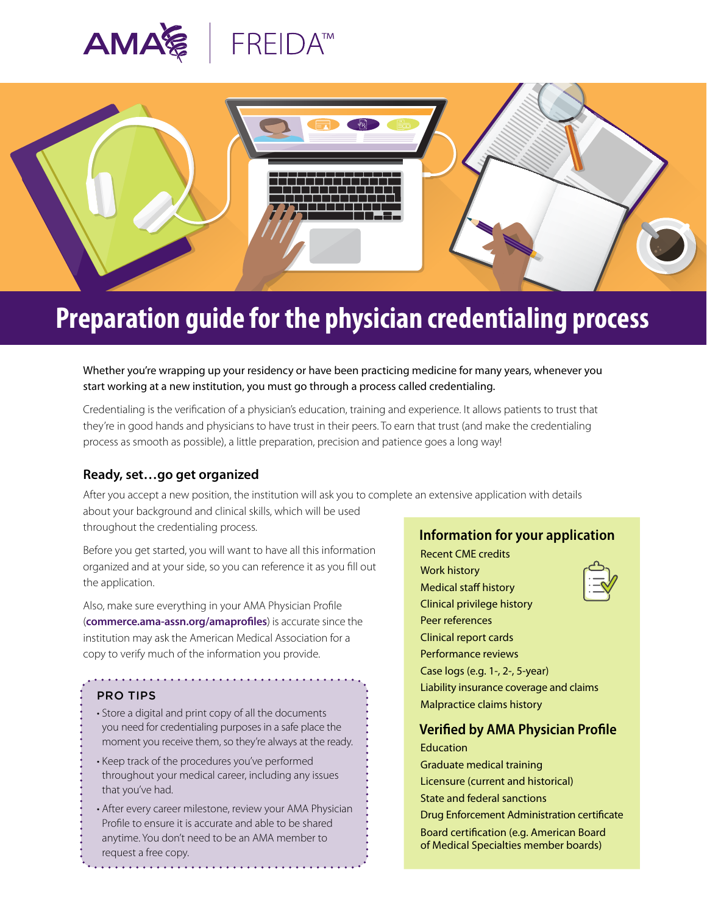AMA | FREIDA™

# Preparation guide for the physician credentialing process

Whether you're wrapping up your residency or have been practicing medicine for many years, whenever you start working at a new institution, you must go through a process called credentialing.

Credentialing is the verification of a physician's education, training and experience. It allows patients to trust that they're in good hands and physicians to have trust in their peers. To earn that trust (and make the credentialing process as smooth as possible), a little preparation, precision and patience goes a long way!

### Ready, set…go get organized

After you accept a new position, the institution will ask you to complete an extensive application with details about your background and clinical skills, which will be used throughout the credentialing process.

Before you get started, you will want to have all this information organized and at your side, so you can reference it as you fill out the application.

Also, make sure everything in your AMA Physician Profile (**commerce.ama-assn.org/amaprofiles**) is accurate since the institution may ask the American Medical Association for a copy to verify much of the information you provide.

#### PRO TIPS

- Store a digital and print copy of all the documents you need for credentialing purposes in a safe place the moment you receive them, so they're always at the ready.
- Keep track of the procedures you've performed throughout your medical career, including any issues that you've had.
- After every career milestone, review your AMA Physician Profile to ensure it is accurate and able to be shared anytime. You don't need to be an AMA member to request a free copy.

### Information for your application

- Recent CME credits
- Work history
- Medical staff history
- Clinical privilege history
- Peer references
- Clinical report cards
- Performance reviews
- Case logs (e.g. 1-, 2-, 5-year)
- Liability insurance coverage and claims
- Malpractice claims history

### Verified by AMA Physician Profile

- Education
- Graduate medical training
- Licensure (current and historical)
- State and federal sanctions
- Drug Enforcement Administration certificate
- Board certification (e.g. American Board of Medical Specialties member boards)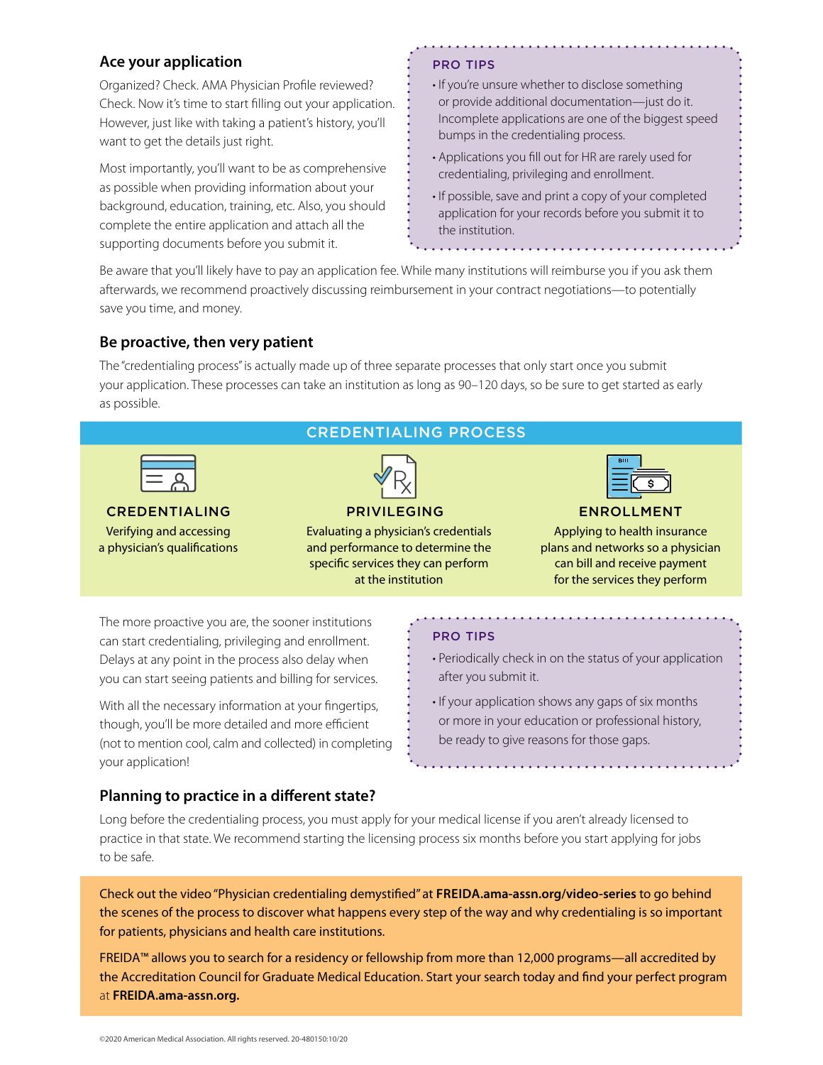## Ace your application

Organized? Check. AMA Physician Profile reviewed? Check. Now it's time to start filling out your application. However, just like with taking a patient's history, you'll want to get the details just right.

Most importantly, you'll want to be as comprehensive as possible when providing information about your background, education, training, etc. Also, you should complete the entire application and attach all the supporting documents before you submit it.

**PRO TIPS**

- If you're unsure whether to disclose something or provide additional documentation—just do it. Incomplete applications are one of the biggest speed bumps in the credentialing process.
- Applications you fill out for HR are rarely used for credentialing, privileging and enrollment.
- If possible, save and print a copy of your completed application for your records before you submit it to the institution.

Be aware that you'll likely have to pay an application fee. While many institutions will reimburse you if you ask them afterwards, we recommend proactively discussing reimbursement in your contract negotiations—to potentially save you time, and money.

## Be proactive, then very patient

The "credentialing process" is actually made up of three separate processes that only start once you submit your application. These processes can take an institution as long as 90–120 days, so be sure to get started as early as possible.

**CREDENTIALING PROCESS**

**CREDENTIALING**
Verifying and accessing a physician's qualifications

**PRIVILEGING**
Evaluating a physician's credentials and performance to determine the specific services they can perform at the institution

**ENROLLMENT**
Applying to health insurance plans and networks so a physician can bill and receive payment for the services they perform

The more proactive you are, the sooner institutions can start credentialing, privileging and enrollment. Delays at any point in the process also delay when you can start seeing patients and billing for services.

With all the necessary information at your fingertips, though, you'll be more detailed and more efficient (not to mention cool, calm and collected) in completing your application!

**PRO TIPS**

- Periodically check in on the status of your application after you submit it.
- If your application shows any gaps of six months or more in your education or professional history, be ready to give reasons for those gaps.

## Planning to practice in a different state?

Long before the credentialing process, you must apply for your medical license if you aren't already licensed to practice in that state. We recommend starting the licensing process six months before you start applying for jobs to be safe.

Check out the video "Physician credentialing demystified" at **FREIDA.ama-assn.org/video-series** to go behind the scenes of the process to discover what happens every step of the way and why credentialing is so important for patients, physicians and health care institutions.

FREIDA™ allows you to search for a residency or fellowship from more than 12,000 programs—all accredited by the Accreditation Council for Graduate Medical Education. Start your search today and find your perfect program at **FREIDA.ama-assn.org.**

©2020 American Medical Association. All rights reserved. 20-480150:10/20